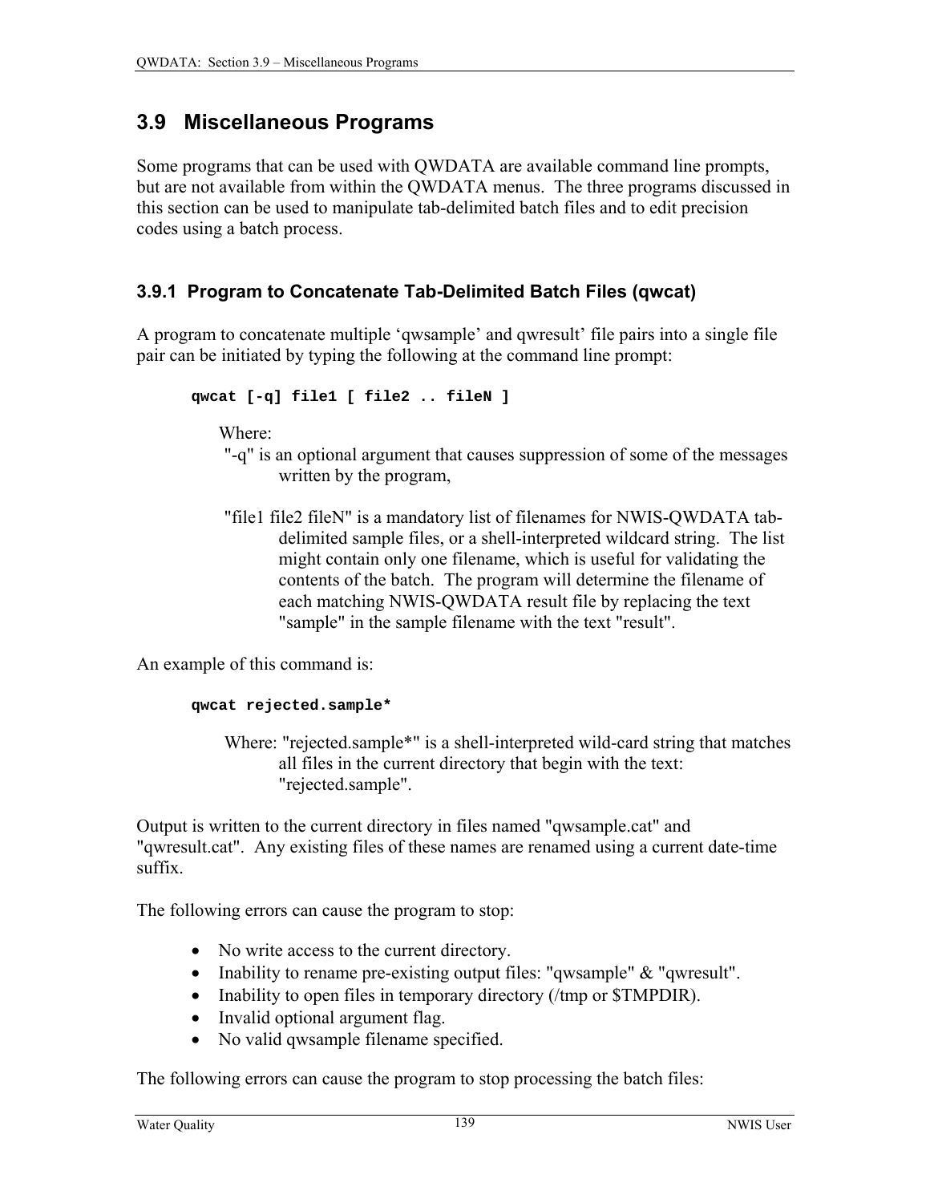## 3.9 Miscellaneous Programs

Some programs that can be used with QWDATA are available command line prompts, but are not available from within the QWDATA menus. The three programs discussed in this section can be used to manipulate tab-delimited batch files and to edit precision codes using a batch process.

### 3.9.1 Program to Concatenate Tab-Delimited Batch Files (qwcat)

A program to concatenate multiple 'qwsample' and qwresult' file pairs into a single file pair can be initiated by typing the following at the command line prompt:

```
qwcat [-q] file1 [ file2 .. fileN ]
```

Where:

"-q" is an optional argument that causes suppression of some of the messages written by the program,

"file1 file2 fileN" is a mandatory list of filenames for NWIS-QWDATA tab-delimited sample files, or a shell-interpreted wildcard string. The list might contain only one filename, which is useful for validating the contents of the batch. The program will determine the filename of each matching NWIS-QWDATA result file by replacing the text "sample" in the sample filename with the text "result".

An example of this command is:

```
qwcat rejected.sample*
```

Where: "rejected.sample*" is a shell-interpreted wild-card string that matches all files in the current directory that begin with the text: "rejected.sample".

Output is written to the current directory in files named "qwsample.cat" and "qwresult.cat". Any existing files of these names are renamed using a current date-time suffix.

The following errors can cause the program to stop:

- No write access to the current directory.
- Inability to rename pre-existing output files: "qwsample" & "qwresult".
- Inability to open files in temporary directory (/tmp or $TMPDIR).
- Invalid optional argument flag.
- No valid qwsample filename specified.

The following errors can cause the program to stop processing the batch files: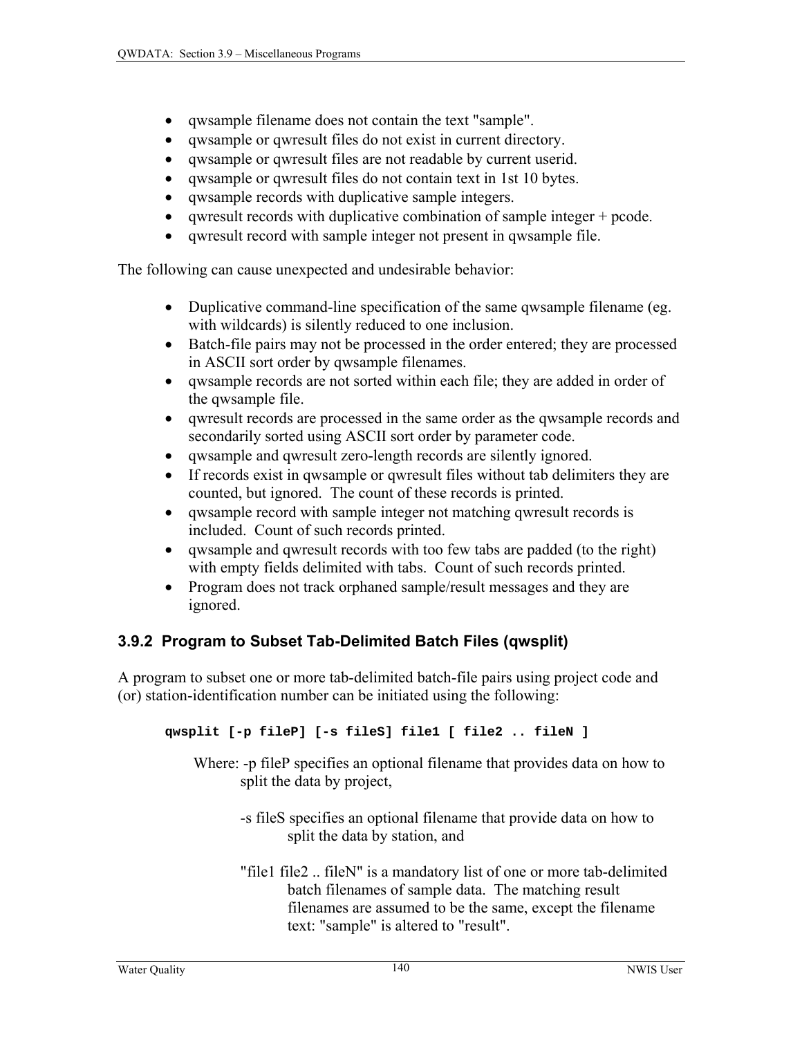- qwsample filename does not contain the text "sample".
- qwsample or qwresult files do not exist in current directory.
- qwsample or qwresult files are not readable by current userid.
- qwsample or qwresult files do not contain text in 1st 10 bytes.
- qwsample records with duplicative sample integers.
- qwresult records with duplicative combination of sample integer + pcode.
- qwresult record with sample integer not present in qwsample file.

The following can cause unexpected and undesirable behavior:

- Duplicative command-line specification of the same qwsample filename (eg. with wildcards) is silently reduced to one inclusion.
- Batch-file pairs may not be processed in the order entered; they are processed in ASCII sort order by qwsample filenames.
- qwsample records are not sorted within each file; they are added in order of the qwsample file.
- qwresult records are processed in the same order as the qwsample records and secondarily sorted using ASCII sort order by parameter code.
- qwsample and qwresult zero-length records are silently ignored.
- If records exist in qwsample or qwresult files without tab delimiters they are counted, but ignored. The count of these records is printed.
- qwsample record with sample integer not matching qwresult records is included. Count of such records printed.
- qwsample and qwresult records with too few tabs are padded (to the right) with empty fields delimited with tabs. Count of such records printed.
- Program does not track orphaned sample/result messages and they are ignored.

### 3.9.2 Program to Subset Tab-Delimited Batch Files (qwsplit)

A program to subset one or more tab-delimited batch-file pairs using project code and (or) station-identification number can be initiated using the following:

```
qwsplit [-p fileP] [-s fileS] file1 [ file2 .. fileN ]
```

Where: -p fileP specifies an optional filename that provides data on how to split the data by project,

-s fileS specifies an optional filename that provide data on how to split the data by station, and

"file1 file2 .. fileN" is a mandatory list of one or more tab-delimited batch filenames of sample data. The matching result filenames are assumed to be the same, except the filename text: "sample" is altered to "result".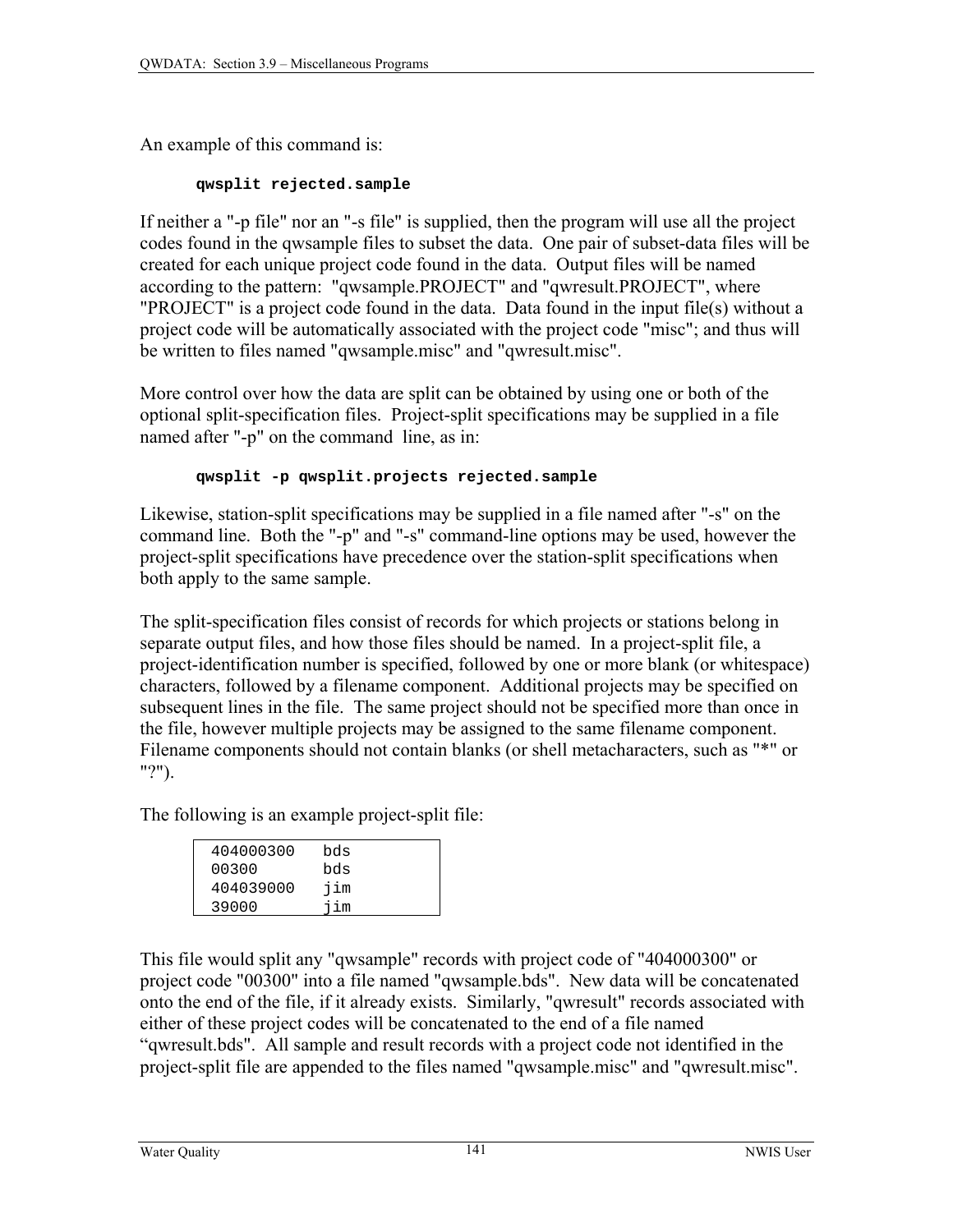An example of this command is:

```
qwsplit rejected.sample
```

If neither a "-p file" nor an "-s file" is supplied, then the program will use all the project codes found in the qwsample files to subset the data. One pair of subset-data files will be created for each unique project code found in the data. Output files will be named according to the pattern: "qwsample.PROJECT" and "qwresult.PROJECT", where "PROJECT" is a project code found in the data. Data found in the input file(s) without a project code will be automatically associated with the project code "misc"; and thus will be written to files named "qwsample.misc" and "qwresult.misc".

More control over how the data are split can be obtained by using one or both of the optional split-specification files. Project-split specifications may be supplied in a file named after "-p" on the command line, as in:

```
qwsplit -p qwsplit.projects rejected.sample
```

Likewise, station-split specifications may be supplied in a file named after "-s" on the command line. Both the "-p" and "-s" command-line options may be used, however the project-split specifications have precedence over the station-split specifications when both apply to the same sample.

The split-specification files consist of records for which projects or stations belong in separate output files, and how those files should be named. In a project-split file, a project-identification number is specified, followed by one or more blank (or whitespace) characters, followed by a filename component. Additional projects may be specified on subsequent lines in the file. The same project should not be specified more than once in the file, however multiple projects may be assigned to the same filename component. Filename components should not contain blanks (or shell metacharacters, such as "*" or "?").

The following is an example project-split file:

```
404000300   bds
00300       bds
404039000   jim
39000       jim
```

This file would split any "qwsample" records with project code of "404000300" or project code "00300" into a file named "qwsample.bds". New data will be concatenated onto the end of the file, if it already exists. Similarly, "qwresult" records associated with either of these project codes will be concatenated to the end of a file named "qwresult.bds". All sample and result records with a project code not identified in the project-split file are appended to the files named "qwsample.misc" and "qwresult.misc".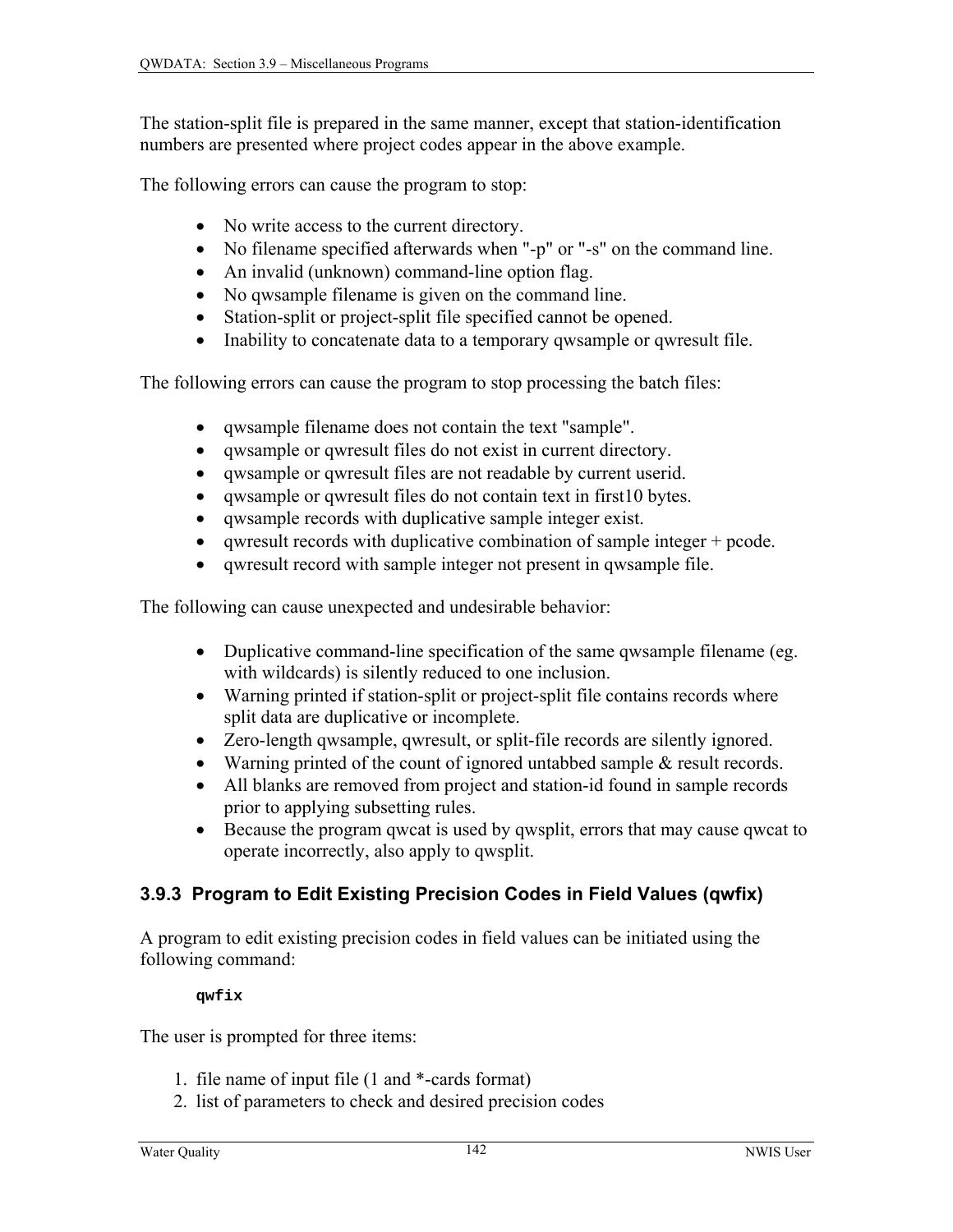The station-split file is prepared in the same manner, except that station-identification numbers are presented where project codes appear in the above example.

The following errors can cause the program to stop:

- No write access to the current directory.
- No filename specified afterwards when "-p" or "-s" on the command line.
- An invalid (unknown) command-line option flag.
- No qwsample filename is given on the command line.
- Station-split or project-split file specified cannot be opened.
- Inability to concatenate data to a temporary qwsample or qwresult file.

The following errors can cause the program to stop processing the batch files:

- qwsample filename does not contain the text "sample".
- qwsample or qwresult files do not exist in current directory.
- qwsample or qwresult files are not readable by current userid.
- qwsample or qwresult files do not contain text in first10 bytes.
- qwsample records with duplicative sample integer exist.
- qwresult records with duplicative combination of sample integer + pcode.
- qwresult record with sample integer not present in qwsample file.

The following can cause unexpected and undesirable behavior:

- Duplicative command-line specification of the same qwsample filename (eg. with wildcards) is silently reduced to one inclusion.
- Warning printed if station-split or project-split file contains records where split data are duplicative or incomplete.
- Zero-length qwsample, qwresult, or split-file records are silently ignored.
- Warning printed of the count of ignored untabbed sample & result records.
- All blanks are removed from project and station-id found in sample records prior to applying subsetting rules.
- Because the program qwcat is used by qwsplit, errors that may cause qwcat to operate incorrectly, also apply to qwsplit.

### 3.9.3 Program to Edit Existing Precision Codes in Field Values (qwfix)

A program to edit existing precision codes in field values can be initiated using the following command:

```
qwfix
```

The user is prompted for three items:

1. file name of input file (1 and *-cards format)
2. list of parameters to check and desired precision codes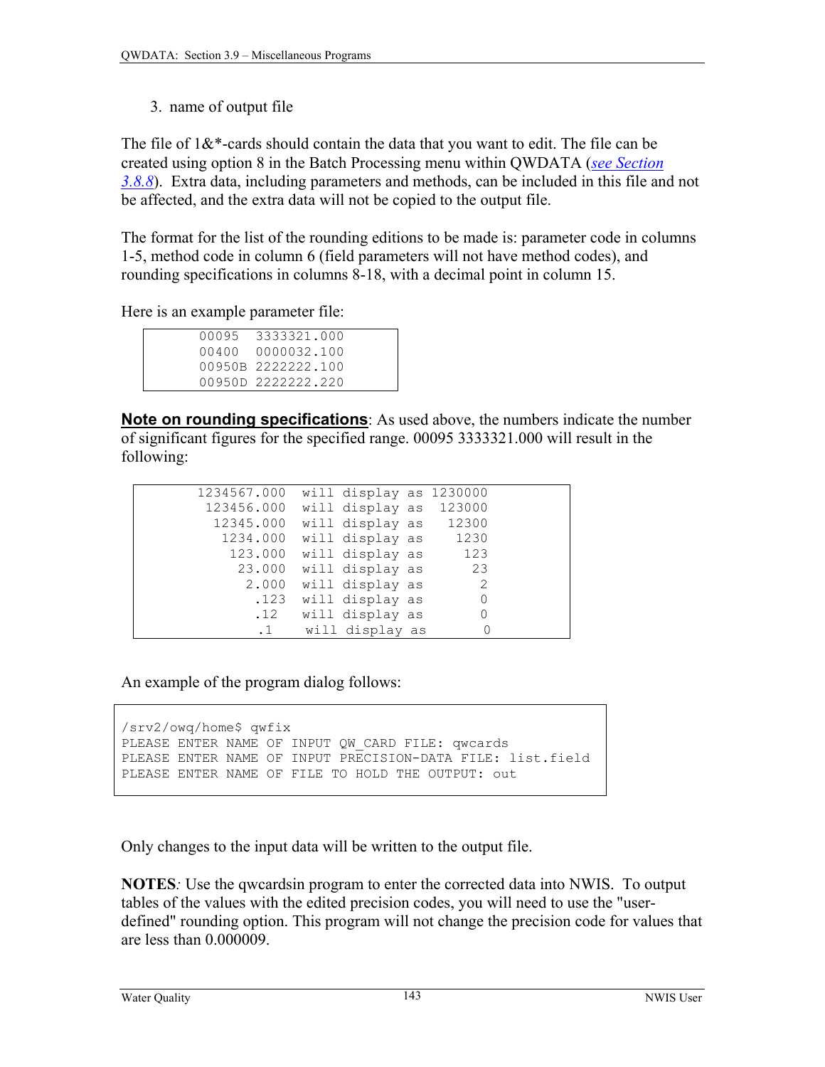3. name of output file

The file of 1&*-cards should contain the data that you want to edit. The file can be created using option 8 in the Batch Processing menu within QWDATA (*see Section 3.8.8*). Extra data, including parameters and methods, can be included in this file and not be affected, and the extra data will not be copied to the output file.

The format for the list of the rounding editions to be made is: parameter code in columns 1-5, method code in column 6 (field parameters will not have method codes), and rounding specifications in columns 8-18, with a decimal point in column 15.

Here is an example parameter file:

```
00095  3333321.000
00400  0000032.100
00950B 2222222.100
00950D 2222222.220
```

**Note on rounding specifications**: As used above, the numbers indicate the number of significant figures for the specified range. 00095 3333321.000 will result in the following:

```
1234567.000  will display as 1230000
 123456.000  will display as  123000
  12345.000  will display as   12300
   1234.000  will display as    1230
    123.000  will display as     123
     23.000  will display as      23
      2.000  will display as       2
       .123  will display as       0
       .12   will display as       0
       .1    will display as       0
```

An example of the program dialog follows:

```
/srv2/owq/home$ qwfix
PLEASE ENTER NAME OF INPUT QW_CARD FILE: qwcards
PLEASE ENTER NAME OF INPUT PRECISION-DATA FILE: list.field
PLEASE ENTER NAME OF FILE TO HOLD THE OUTPUT: out
```

Only changes to the input data will be written to the output file.

**NOTES***:* Use the qwcardsin program to enter the corrected data into NWIS. To output tables of the values with the edited precision codes, you will need to use the "user-defined" rounding option. This program will not change the precision code for values that are less than 0.000009.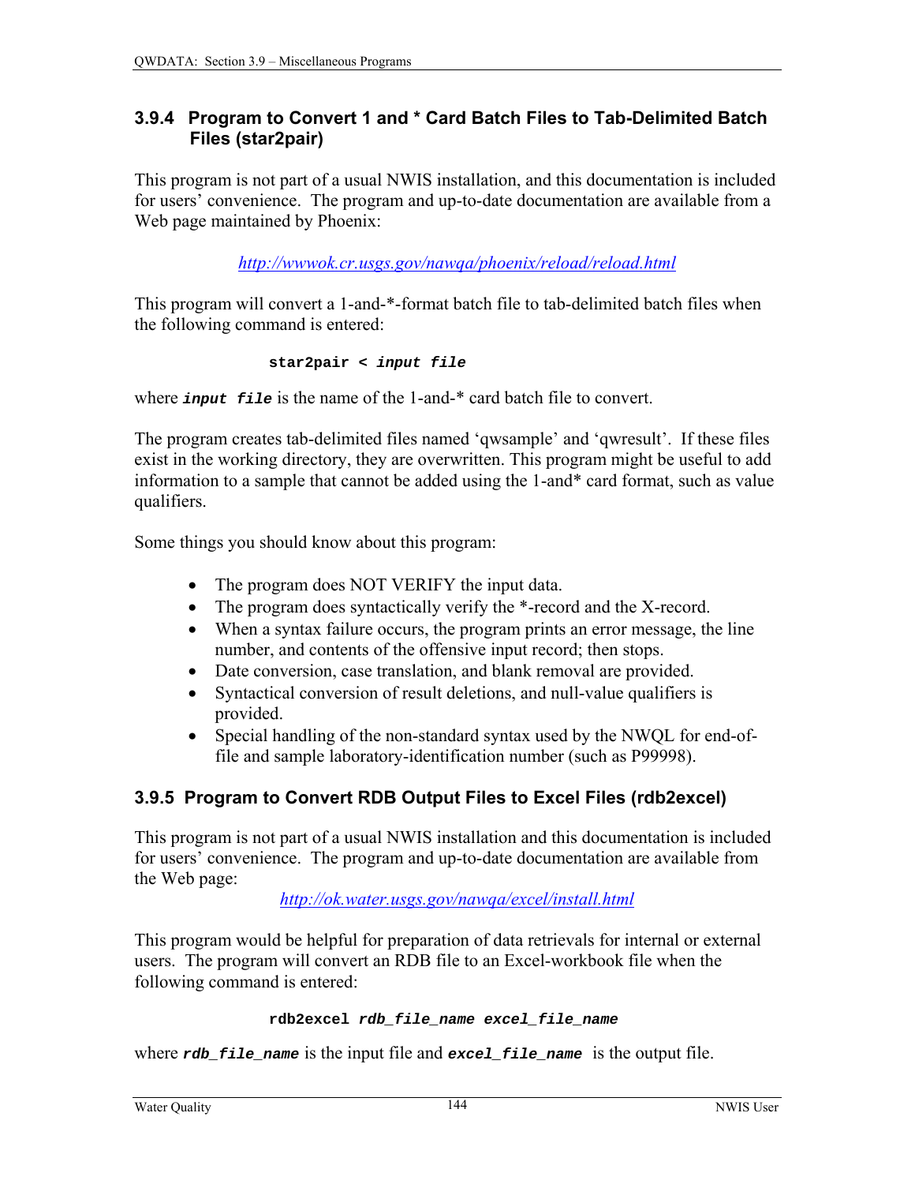### 3.9.4 Program to Convert 1 and * Card Batch Files to Tab-Delimited Batch Files (star2pair)

This program is not part of a usual NWIS installation, and this documentation is included for users' convenience. The program and up-to-date documentation are available from a Web page maintained by Phoenix:

*http://wwwok.cr.usgs.gov/nawqa/phoenix/reload/reload.html*

This program will convert a 1-and-*-format batch file to tab-delimited batch files when the following command is entered:

```
star2pair < input file
```

where ***input file*** is the name of the 1-and-* card batch file to convert.

The program creates tab-delimited files named 'qwsample' and 'qwresult'. If these files exist in the working directory, they are overwritten. This program might be useful to add information to a sample that cannot be added using the 1-and* card format, such as value qualifiers.

Some things you should know about this program:

- The program does NOT VERIFY the input data.
- The program does syntactically verify the *-record and the X-record.
- When a syntax failure occurs, the program prints an error message, the line number, and contents of the offensive input record; then stops.
- Date conversion, case translation, and blank removal are provided.
- Syntactical conversion of result deletions, and null-value qualifiers is provided.
- Special handling of the non-standard syntax used by the NWQL for end-of-file and sample laboratory-identification number (such as P99998).

### 3.9.5 Program to Convert RDB Output Files to Excel Files (rdb2excel)

This program is not part of a usual NWIS installation and this documentation is included for users' convenience. The program and up-to-date documentation are available from the Web page:

*http://ok.water.usgs.gov/nawqa/excel/install.html*

This program would be helpful for preparation of data retrievals for internal or external users. The program will convert an RDB file to an Excel-workbook file when the following command is entered:

```
rdb2excel rdb_file_name excel_file_name
```

where ***rdb_file_name*** is the input file and ***excel_file_name*** is the output file.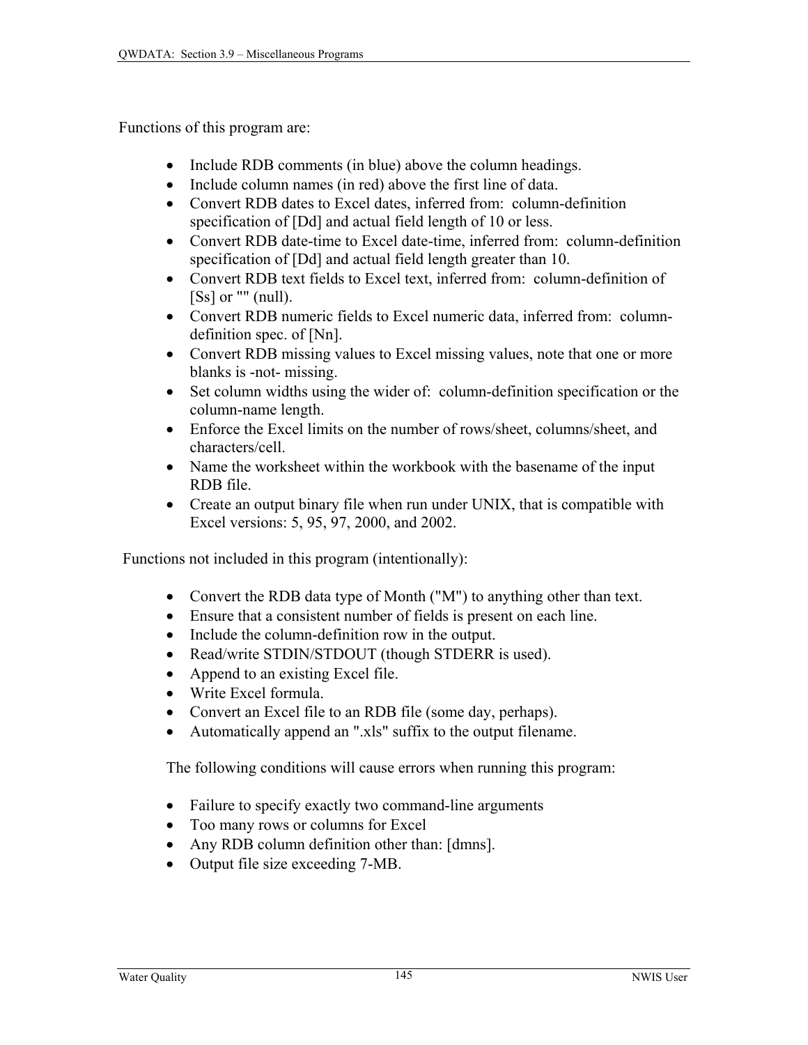Functions of this program are:

- Include RDB comments (in blue) above the column headings.
- Include column names (in red) above the first line of data.
- Convert RDB dates to Excel dates, inferred from: column-definition specification of [Dd] and actual field length of 10 or less.
- Convert RDB date-time to Excel date-time, inferred from: column-definition specification of [Dd] and actual field length greater than 10.
- Convert RDB text fields to Excel text, inferred from: column-definition of [Ss] or "" (null).
- Convert RDB numeric fields to Excel numeric data, inferred from: column-definition spec. of [Nn].
- Convert RDB missing values to Excel missing values, note that one or more blanks is -not- missing.
- Set column widths using the wider of: column-definition specification or the column-name length.
- Enforce the Excel limits on the number of rows/sheet, columns/sheet, and characters/cell.
- Name the worksheet within the workbook with the basename of the input RDB file.
- Create an output binary file when run under UNIX, that is compatible with Excel versions: 5, 95, 97, 2000, and 2002.

Functions not included in this program (intentionally):

- Convert the RDB data type of Month ("M") to anything other than text.
- Ensure that a consistent number of fields is present on each line.
- Include the column-definition row in the output.
- Read/write STDIN/STDOUT (though STDERR is used).
- Append to an existing Excel file.
- Write Excel formula.
- Convert an Excel file to an RDB file (some day, perhaps).
- Automatically append an ".xls" suffix to the output filename.

The following conditions will cause errors when running this program:

- Failure to specify exactly two command-line arguments
- Too many rows or columns for Excel
- Any RDB column definition other than: [dmns].
- Output file size exceeding 7-MB.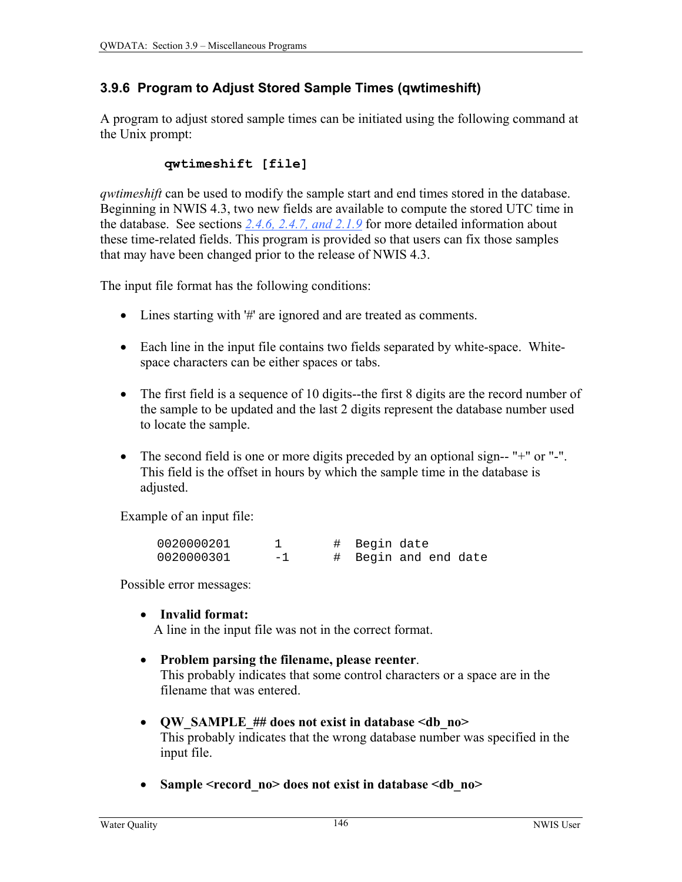### 3.9.6 Program to Adjust Stored Sample Times (qwtimeshift)

A program to adjust stored sample times can be initiated using the following command at the Unix prompt:

```
qwtimeshift [file]
```

*qwtimeshift* can be used to modify the sample start and end times stored in the database. Beginning in NWIS 4.3, two new fields are available to compute the stored UTC time in the database. See sections 2.4.6, 2.4.7, and 2.1.9 for more detailed information about these time-related fields. This program is provided so that users can fix those samples that may have been changed prior to the release of NWIS 4.3.

The input file format has the following conditions:

- Lines starting with '#' are ignored and are treated as comments.
- Each line in the input file contains two fields separated by white-space. White-space characters can be either spaces or tabs.
- The first field is a sequence of 10 digits--the first 8 digits are the record number of the sample to be updated and the last 2 digits represent the database number used to locate the sample.
- The second field is one or more digits preceded by an optional sign-- "+" or "-". This field is the offset in hours by which the sample time in the database is adjusted.

Example of an input file:

```
0020000201      1      #  Begin date
0020000301      -1     #  Begin and end date
```

Possible error messages:

- **Invalid format:**
  A line in the input file was not in the correct format.
- **Problem parsing the filename, please reenter**.
  This probably indicates that some control characters or a space are in the filename that was entered.
- **QW_SAMPLE_## does not exist in database <db_no>**
  This probably indicates that the wrong database number was specified in the input file.
- **Sample <record_no> does not exist in database <db_no>**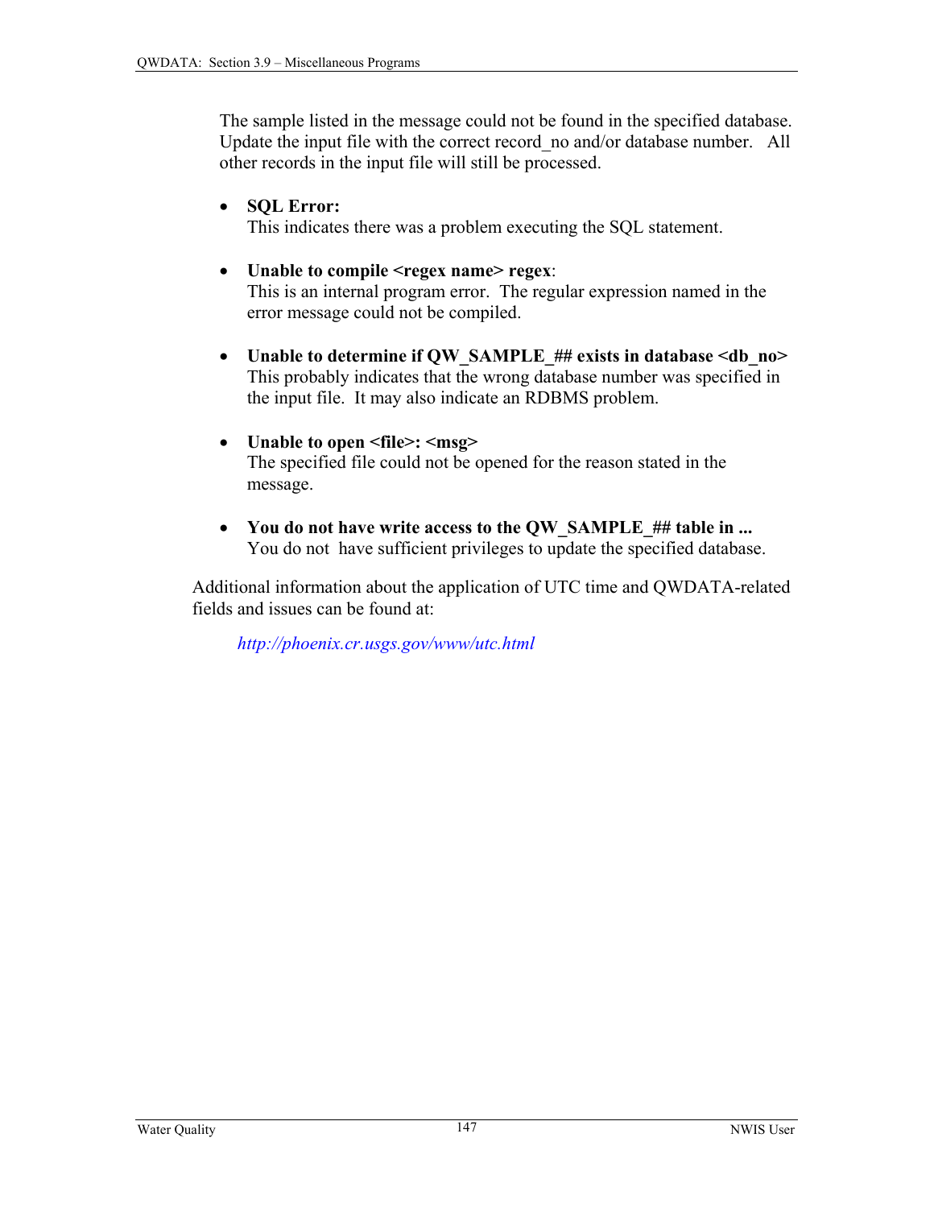The sample listed in the message could not be found in the specified database. Update the input file with the correct record_no and/or database number. All other records in the input file will still be processed.

- **SQL Error:**
  This indicates there was a problem executing the SQL statement.

- **Unable to compile <regex name> regex**:
  This is an internal program error. The regular expression named in the error message could not be compiled.

- **Unable to determine if QW_SAMPLE_## exists in database <db_no>**
  This probably indicates that the wrong database number was specified in the input file. It may also indicate an RDBMS problem.

- **Unable to open <file>: <msg>**
  The specified file could not be opened for the reason stated in the message.

- **You do not have write access to the QW_SAMPLE_## table in ...**
  You do not have sufficient privileges to update the specified database.

Additional information about the application of UTC time and QWDATA-related fields and issues can be found at:

*http://phoenix.cr.usgs.gov/www/utc.html*